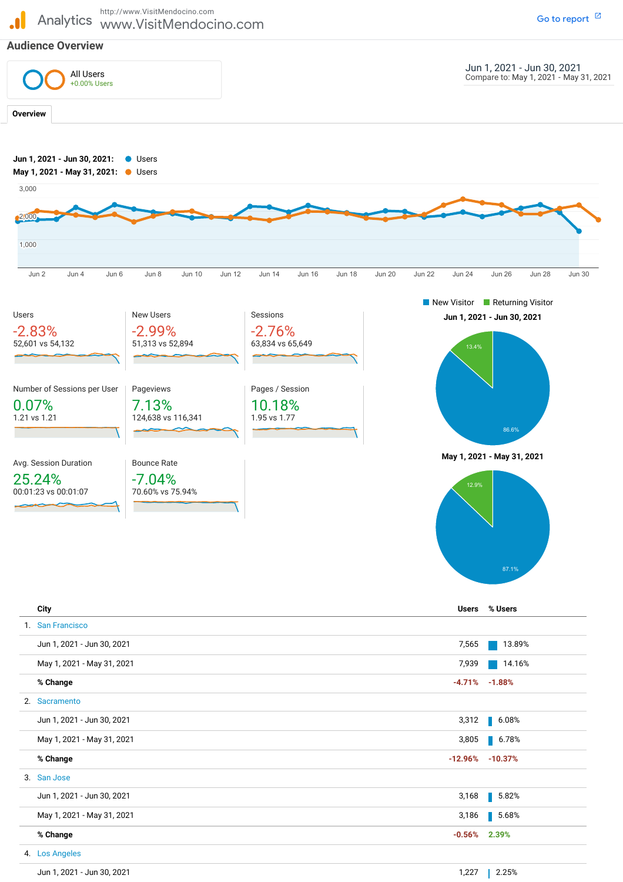Analytics

http://www.VisitMendocino.com
www.VisitMendocino.com

Go to report

## Audience Overview

All Users
+0.00% Users

Jun 1, 2021 - Jun 30, 2021
Compare to: May 1, 2021 - May 31, 2021

**Overview**

Jun 1, 2021 - Jun 30, 2021: Users
May 1, 2021 - May 31, 2021: Users

3,000
2,000
1,000

Jun 2, Jun 4, Jun 6, Jun 8, Jun 10, Jun 12, Jun 14, Jun 16, Jun 18, Jun 20, Jun 22, Jun 24, Jun 26, Jun 28, Jun 30

| Metric | % Change | Values |
|---|---|---|
| Users | -2.83% | 52,601 vs 54,132 |
| New Users | -2.99% | 51,313 vs 52,894 |
| Sessions | -2.76% | 63,834 vs 65,649 |
| Number of Sessions per User | 0.07% | 1.21 vs 1.21 |
| Pageviews | 7.13% | 124,638 vs 116,341 |
| Pages / Session | 10.18% | 1.95 vs 1.77 |
| Avg. Session Duration | 25.24% | 00:01:23 vs 00:01:07 |
| Bounce Rate | -7.04% | 70.60% vs 75.94% |

New Visitor / Returning Visitor

**Jun 1, 2021 - Jun 30, 2021**
Returning Visitor: 13.4%
New Visitor: 86.6%

**May 1, 2021 - May 31, 2021**
Returning Visitor: 12.9%
New Visitor: 87.1%

| | City | Users | % Users |
|---|---|---|---|
| 1. | San Francisco | | |
| | Jun 1, 2021 - Jun 30, 2021 | 7,565 | 13.89% |
| | May 1, 2021 - May 31, 2021 | 7,939 | 14.16% |
| | **% Change** | -4.71% | -1.88% |
| 2. | Sacramento | | |
| | Jun 1, 2021 - Jun 30, 2021 | 3,312 | 6.08% |
| | May 1, 2021 - May 31, 2021 | 3,805 | 6.78% |
| | **% Change** | -12.96% | -10.37% |
| 3. | San Jose | | |
| | Jun 1, 2021 - Jun 30, 2021 | 3,168 | 5.82% |
| | May 1, 2021 - May 31, 2021 | 3,186 | 5.68% |
| | **% Change** | -0.56% | 2.39% |
| 4. | Los Angeles | | |
| | Jun 1, 2021 - Jun 30, 2021 | 1,227 | 2.25% |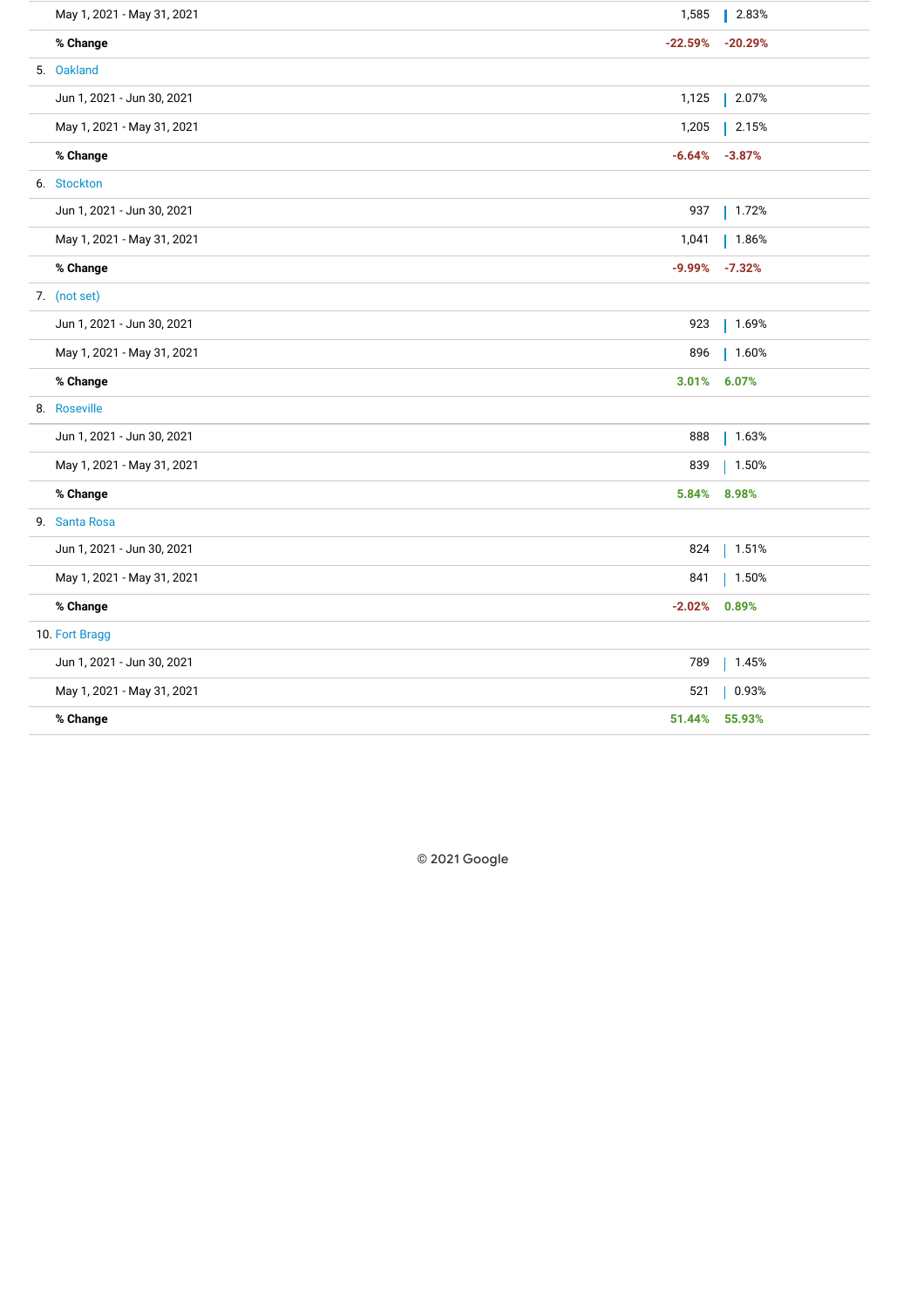| | | |
|---|---|---|
| May 1, 2021 - May 31, 2021 | 1,585 | 2.83% |
| **% Change** | **-22.59%** | **-20.29%** |
| 5. Oakland | | |
| Jun 1, 2021 - Jun 30, 2021 | 1,125 | 2.07% |
| May 1, 2021 - May 31, 2021 | 1,205 | 2.15% |
| **% Change** | **-6.64%** | **-3.87%** |
| 6. Stockton | | |
| Jun 1, 2021 - Jun 30, 2021 | 937 | 1.72% |
| May 1, 2021 - May 31, 2021 | 1,041 | 1.86% |
| **% Change** | **-9.99%** | **-7.32%** |
| 7. (not set) | | |
| Jun 1, 2021 - Jun 30, 2021 | 923 | 1.69% |
| May 1, 2021 - May 31, 2021 | 896 | 1.60% |
| **% Change** | **3.01%** | **6.07%** |
| 8. Roseville | | |
| Jun 1, 2021 - Jun 30, 2021 | 888 | 1.63% |
| May 1, 2021 - May 31, 2021 | 839 | 1.50% |
| **% Change** | **5.84%** | **8.98%** |
| 9. Santa Rosa | | |
| Jun 1, 2021 - Jun 30, 2021 | 824 | 1.51% |
| May 1, 2021 - May 31, 2021 | 841 | 1.50% |
| **% Change** | **-2.02%** | **0.89%** |
| 10. Fort Bragg | | |
| Jun 1, 2021 - Jun 30, 2021 | 789 | 1.45% |
| May 1, 2021 - May 31, 2021 | 521 | 0.93% |
| **% Change** | **51.44%** | **55.93%** |

© 2021 Google